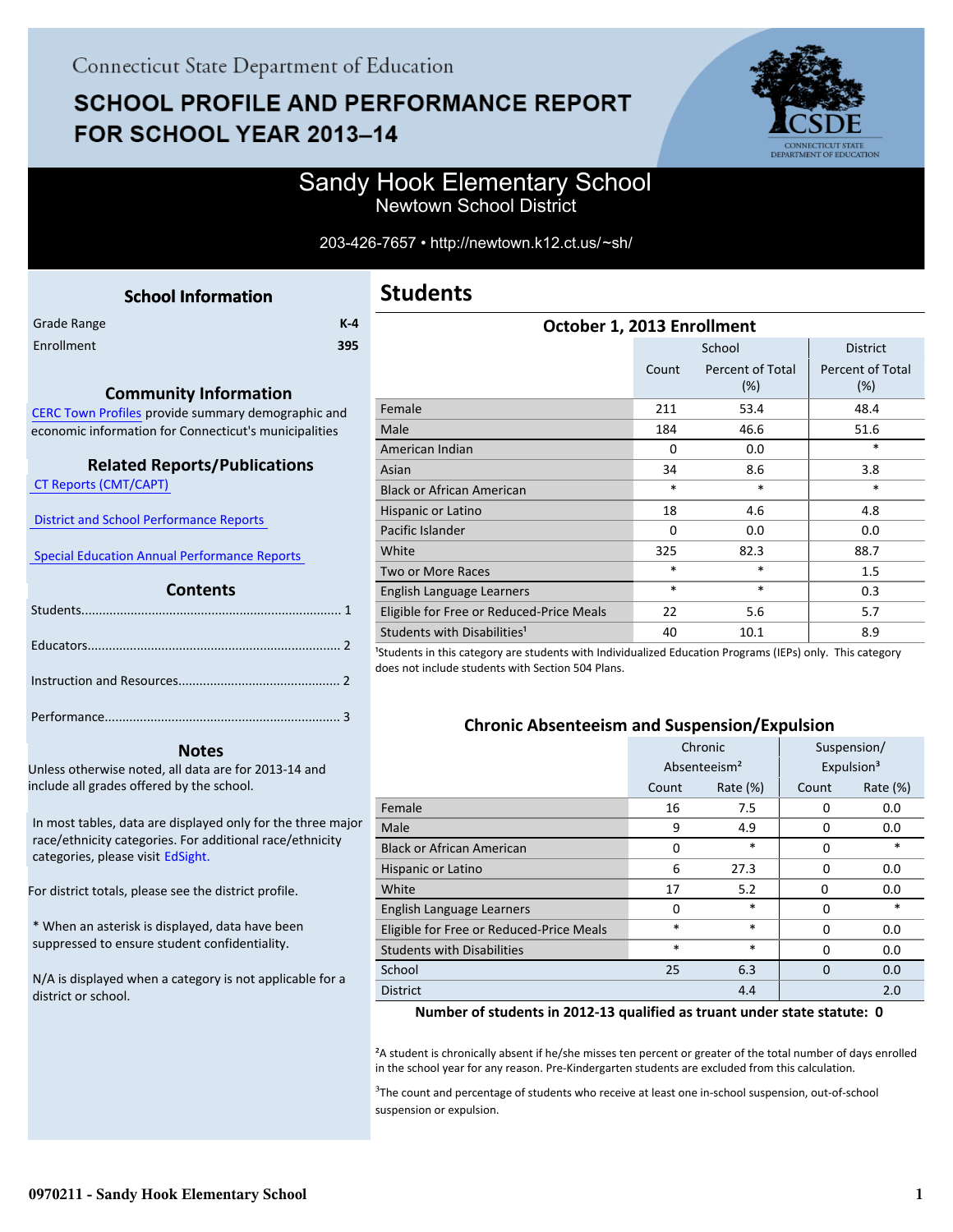Connecticut State Department of Education

# SCHOOL PROFILE AND PERFORMANCE REPORT FOR SCHOOL YEAR 2013–14

## Sandy Hook Elementary School
Newtown School District

203-426-7657 • http://newtown.k12.ct.us/~sh/

### School Information

| | |
|---|---|
| Grade Range | K-4 |
| Enrollment | 395 |

### Community Information

CERC Town Profiles provide summary demographic and economic information for Connecticut's municipalities

### Related Reports/Publications

CT Reports (CMT/CAPT)

District and School Performance Reports

Special Education Annual Performance Reports

### Contents

Students........................................................................ 1

Educators...................................................................... 2

Instruction and Resources............................................. 2

Performance.................................................................. 3

### Notes

Unless otherwise noted, all data are for 2013-14 and include all grades offered by the school.

In most tables, data are displayed only for the three major race/ethnicity categories. For additional race/ethnicity categories, please visit EdSight.

For district totals, please see the district profile.

* When an asterisk is displayed, data have been suppressed to ensure student confidentiality.

N/A is displayed when a category is not applicable for a district or school.

## Students

### October 1, 2013 Enrollment

| | School | | District |
|---|---|---|---|
| | Count | Percent of Total (%) | Percent of Total (%) |
| Female | 211 | 53.4 | 48.4 |
| Male | 184 | 46.6 | 51.6 |
| American Indian | 0 | 0.0 | * |
| Asian | 34 | 8.6 | 3.8 |
| Black or African American | * | * | * |
| Hispanic or Latino | 18 | 4.6 | 4.8 |
| Pacific Islander | 0 | 0.0 | 0.0 |
| White | 325 | 82.3 | 88.7 |
| Two or More Races | * | * | 1.5 |
| English Language Learners | * | * | 0.3 |
| Eligible for Free or Reduced-Price Meals | 22 | 5.6 | 5.7 |
| Students with Disabilities[1] | 40 | 10.1 | 8.9 |

[1]Students in this category are students with Individualized Education Programs (IEPs) only. This category does not include students with Section 504 Plans.

### Chronic Absenteeism and Suspension/Expulsion

| | Chronic Absenteeism[2] | | Suspension/ Expulsion[3] | |
|---|---|---|---|---|
| | Count | Rate (%) | Count | Rate (%) |
| Female | 16 | 7.5 | 0 | 0.0 |
| Male | 9 | 4.9 | 0 | 0.0 |
| Black or African American | 0 | * | 0 | * |
| Hispanic or Latino | 6 | 27.3 | 0 | 0.0 |
| White | 17 | 5.2 | 0 | 0.0 |
| English Language Learners | 0 | * | 0 | * |
| Eligible for Free or Reduced-Price Meals | * | * | 0 | 0.0 |
| Students with Disabilities | * | * | 0 | 0.0 |
| School | 25 | 6.3 | 0 | 0.0 |
| District | | 4.4 | | 2.0 |

**Number of students in 2012-13 qualified as truant under state statute: 0**

[2]A student is chronically absent if he/she misses ten percent or greater of the total number of days enrolled in the school year for any reason. Pre-Kindergarten students are excluded from this calculation.

[3]The count and percentage of students who receive at least one in-school suspension, out-of-school suspension or expulsion.

0970211 - Sandy Hook Elementary School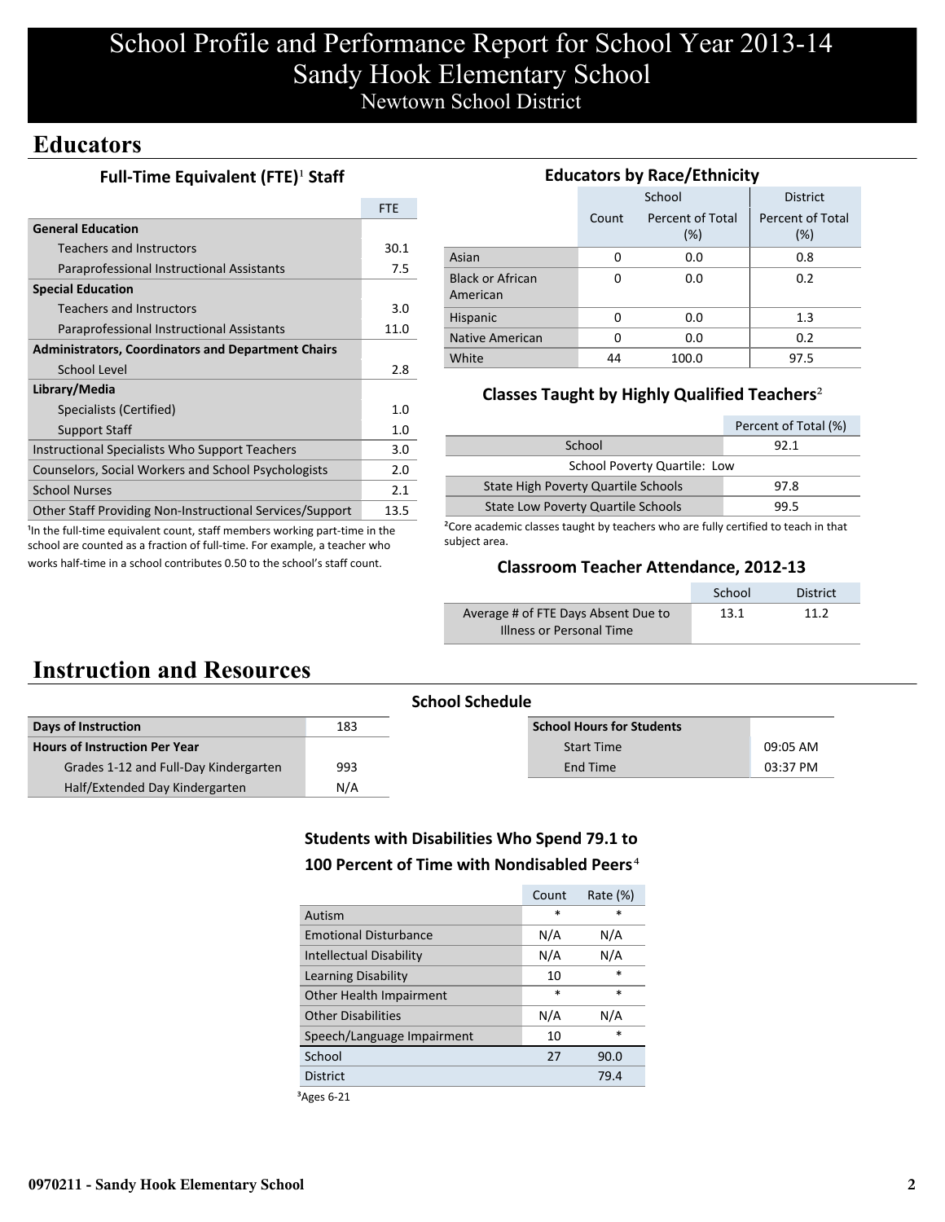# School Profile and Performance Report for School Year 2013-14
# Sandy Hook Elementary School
Newtown School District

## Educators

### Full-Time Equivalent (FTE)[1] Staff

| | FTE |
|---|---|
| **General Education** | |
| Teachers and Instructors | 30.1 |
| Paraprofessional Instructional Assistants | 7.5 |
| **Special Education** | |
| Teachers and Instructors | 3.0 |
| Paraprofessional Instructional Assistants | 11.0 |
| **Administrators, Coordinators and Department Chairs** | |
| School Level | 2.8 |
| **Library/Media** | |
| Specialists (Certified) | 1.0 |
| Support Staff | 1.0 |
| Instructional Specialists Who Support Teachers | 3.0 |
| Counselors, Social Workers and School Psychologists | 2.0 |
| School Nurses | 2.1 |
| Other Staff Providing Non-Instructional Services/Support | 13.5 |

[1]In the full-time equivalent count, staff members working part-time in the school are counted as a fraction of full-time. For example, a teacher who works half-time in a school contributes 0.50 to the school's staff count.

### Educators by Race/Ethnicity

| | School | | District |
|---|---|---|---|
| | Count | Percent of Total (%) | Percent of Total (%) |
| Asian | 0 | 0.0 | 0.8 |
| Black or African American | 0 | 0.0 | 0.2 |
| Hispanic | 0 | 0.0 | 1.3 |
| Native American | 0 | 0.0 | 0.2 |
| White | 44 | 100.0 | 97.5 |

### Classes Taught by Highly Qualified Teachers[2]

| | Percent of Total (%) |
|---|---|
| School | 92.1 |
| School Poverty Quartile: Low | |
| State High Poverty Quartile Schools | 97.8 |
| State Low Poverty Quartile Schools | 99.5 |

[2]Core academic classes taught by teachers who are fully certified to teach in that subject area.

### Classroom Teacher Attendance, 2012-13

| | School | District |
|---|---|---|
| Average # of FTE Days Absent Due to Illness or Personal Time | 13.1 | 11.2 |

## Instruction and Resources

### School Schedule

| | |
|---|---|
| **Days of Instruction** | 183 |
| **Hours of Instruction Per Year** | |
| Grades 1-12 and Full-Day Kindergarten | 993 |
| Half/Extended Day Kindergarten | N/A |

| **School Hours for Students** | |
|---|---|
| Start Time | 09:05 AM |
| End Time | 03:37 PM |

### Students with Disabilities Who Spend 79.1 to 100 Percent of Time with Nondisabled Peers[4]

| | Count | Rate (%) |
|---|---|---|
| Autism | * | * |
| Emotional Disturbance | N/A | N/A |
| Intellectual Disability | N/A | N/A |
| Learning Disability | 10 | * |
| Other Health Impairment | * | * |
| Other Disabilities | N/A | N/A |
| Speech/Language Impairment | 10 | * |
| School | 27 | 90.0 |
| District | | 79.4 |

[3]Ages 6-21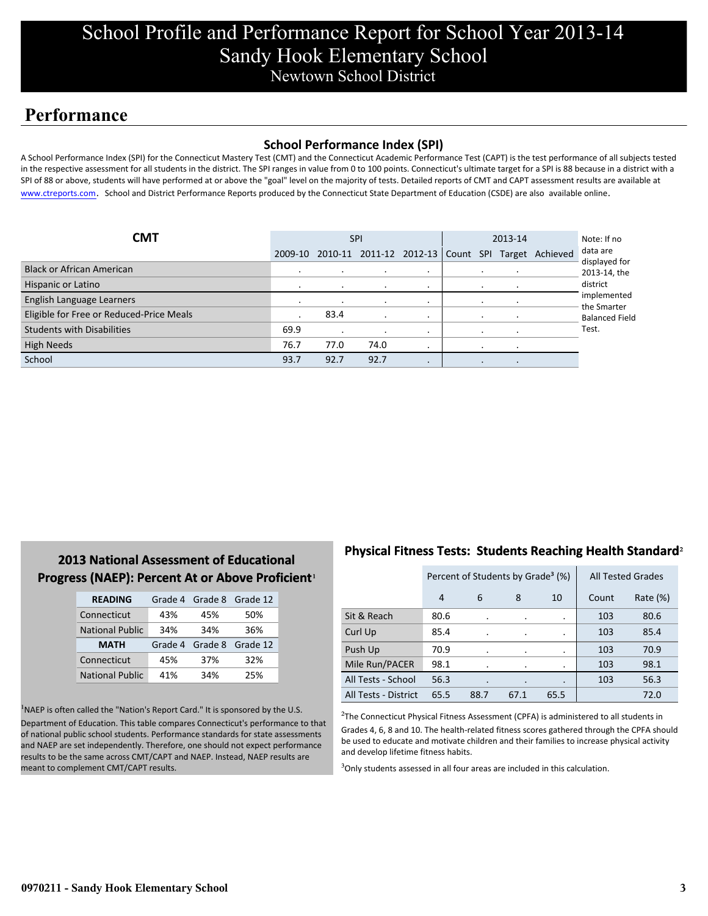# School Profile and Performance Report for School Year 2013-14
# Sandy Hook Elementary School
## Newtown School District

## Performance

### School Performance Index (SPI)

A School Performance Index (SPI) for the Connecticut Mastery Test (CMT) and the Connecticut Academic Performance Test (CAPT) is the test performance of all subjects tested in the respective assessment for all students in the district. The SPI ranges in value from 0 to 100 points. Connecticut's ultimate target for a SPI is 88 because in a district with a SPI of 88 or above, students will have performed at or above the "goal" level on the majority of tests. Detailed reports of CMT and CAPT assessment results are available at www.ctreports.com. School and District Performance Reports produced by the Connecticut State Department of Education (CSDE) are also available online.

| CMT | SPI | | | | 2013-14 | | | |
|---|---|---|---|---|---|---|---|---|
| | 2009-10 | 2010-11 | 2011-12 | 2012-13 | Count | SPI | Target | Achieved |
| Black or African American | . | . | . | . | . | . | | |
| Hispanic or Latino | . | . | . | . | . | . | | |
| English Language Learners | . | . | . | . | . | . | | |
| Eligible for Free or Reduced-Price Meals | . | 83.4 | . | . | . | . | | |
| Students with Disabilities | 69.9 | . | . | . | . | . | | |
| High Needs | 76.7 | 77.0 | 74.0 | . | . | . | | |
| School | 93.7 | 92.7 | 92.7 | . | . | . | | |

Note: If no data are displayed for 2013-14, the district implemented the Smarter Balanced Field Test.

### 2013 National Assessment of Educational Progress (NAEP): Percent At or Above Proficient[1]

| READING | Grade 4 | Grade 8 | Grade 12 |
|---|---|---|---|
| Connecticut | 43% | 45% | 50% |
| National Public | 34% | 34% | 36% |
| **MATH** | **Grade 4** | **Grade 8** | **Grade 12** |
| Connecticut | 45% | 37% | 32% |
| National Public | 41% | 34% | 25% |

[1]NAEP is often called the "Nation's Report Card." It is sponsored by the U.S. Department of Education. This table compares Connecticut's performance to that of national public school students. Performance standards for state assessments and NAEP are set independently. Therefore, one should not expect performance results to be the same across CMT/CAPT and NAEP. Instead, NAEP results are meant to complement CMT/CAPT results.

### Physical Fitness Tests: Students Reaching Health Standard[2]

| | Percent of Students by Grade[3] (%) | | | | All Tested Grades | |
|---|---|---|---|---|---|---|
| | 4 | 6 | 8 | 10 | Count | Rate (%) |
| Sit & Reach | 80.6 | . | . | . | 103 | 80.6 |
| Curl Up | 85.4 | . | . | . | 103 | 85.4 |
| Push Up | 70.9 | . | . | . | 103 | 70.9 |
| Mile Run/PACER | 98.1 | . | . | . | 103 | 98.1 |
| All Tests - School | 56.3 | . | . | . | 103 | 56.3 |
| All Tests - District | 65.5 | 88.7 | 67.1 | 65.5 | | 72.0 |

[2]The Connecticut Physical Fitness Assessment (CPFA) is administered to all students in Grades 4, 6, 8 and 10. The health-related fitness scores gathered through the CPFA should be used to educate and motivate children and their families to increase physical activity and develop lifetime fitness habits.

[3]Only students assessed in all four areas are included in this calculation.